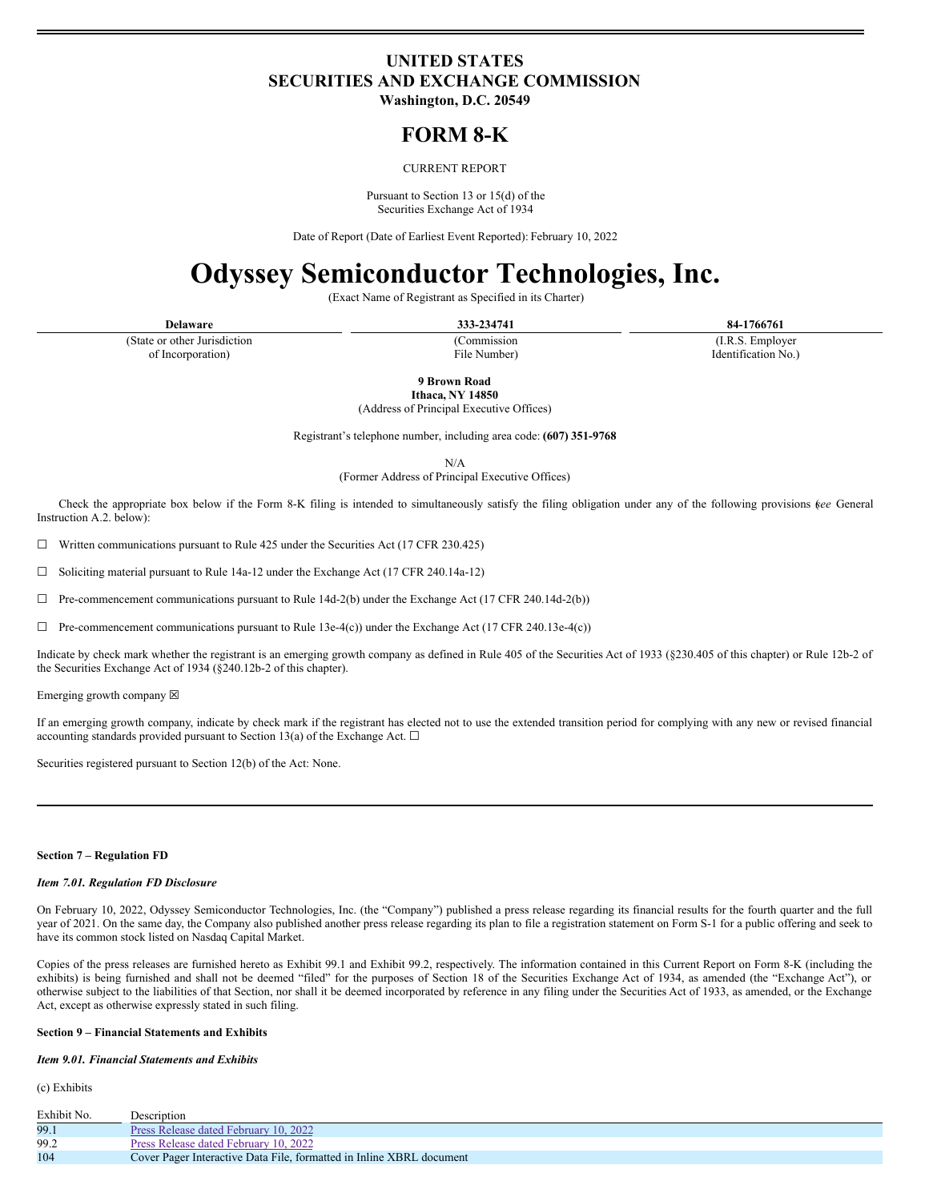# UNITED STATES
# SECURITIES AND EXCHANGE COMMISSION
**Washington, D.C. 20549**

# FORM 8-K

CURRENT REPORT

Pursuant to Section 13 or 15(d) of the
Securities Exchange Act of 1934

Date of Report (Date of Earliest Event Reported): February 10, 2022

# Odyssey Semiconductor Technologies, Inc.

(Exact Name of Registrant as Specified in its Charter)

| **Delaware** | **333-234741** | **84-1766761** |
|---|---|---|
| (State or other Jurisdiction of Incorporation) | (Commission File Number) | (I.R.S. Employer Identification No.) |

**9 Brown Road**
**Ithaca, NY 14850**
(Address of Principal Executive Offices)

Registrant's telephone number, including area code: **(607) 351-9768**

N/A
(Former Address of Principal Executive Offices)

Check the appropriate box below if the Form 8-K filing is intended to simultaneously satisfy the filing obligation under any of the following provisions (*see* General Instruction A.2. below):

☐ Written communications pursuant to Rule 425 under the Securities Act (17 CFR 230.425)

☐ Soliciting material pursuant to Rule 14a-12 under the Exchange Act (17 CFR 240.14a-12)

☐ Pre-commencement communications pursuant to Rule 14d-2(b) under the Exchange Act (17 CFR 240.14d-2(b))

☐ Pre-commencement communications pursuant to Rule 13e-4(c)) under the Exchange Act (17 CFR 240.13e-4(c))

Indicate by check mark whether the registrant is an emerging growth company as defined in Rule 405 of the Securities Act of 1933 (§230.405 of this chapter) or Rule 12b-2 of the Securities Exchange Act of 1934 (§240.12b-2 of this chapter).

Emerging growth company ☒

If an emerging growth company, indicate by check mark if the registrant has elected not to use the extended transition period for complying with any new or revised financial accounting standards provided pursuant to Section 13(a) of the Exchange Act. ☐

Securities registered pursuant to Section 12(b) of the Act: None.

---

**Section 7 – Regulation FD**

***Item 7.01. Regulation FD Disclosure***

On February 10, 2022, Odyssey Semiconductor Technologies, Inc. (the "Company") published a press release regarding its financial results for the fourth quarter and the full year of 2021. On the same day, the Company also published another press release regarding its plan to file a registration statement on Form S-1 for a public offering and seek to have its common stock listed on Nasdaq Capital Market.

Copies of the press releases are furnished hereto as Exhibit 99.1 and Exhibit 99.2, respectively. The information contained in this Current Report on Form 8-K (including the exhibits) is being furnished and shall not be deemed "filed" for the purposes of Section 18 of the Securities Exchange Act of 1934, as amended (the "Exchange Act"), or otherwise subject to the liabilities of that Section, nor shall it be deemed incorporated by reference in any filing under the Securities Act of 1933, as amended, or the Exchange Act, except as otherwise expressly stated in such filing.

**Section 9 – Financial Statements and Exhibits**

***Item 9.01. Financial Statements and Exhibits***

(c) Exhibits

| Exhibit No. | Description |
|---|---|
| 99.1 | Press Release dated February 10, 2022 |
| 99.2 | Press Release dated February 10, 2022 |
| 104 | Cover Pager Interactive Data File, formatted in Inline XBRL document |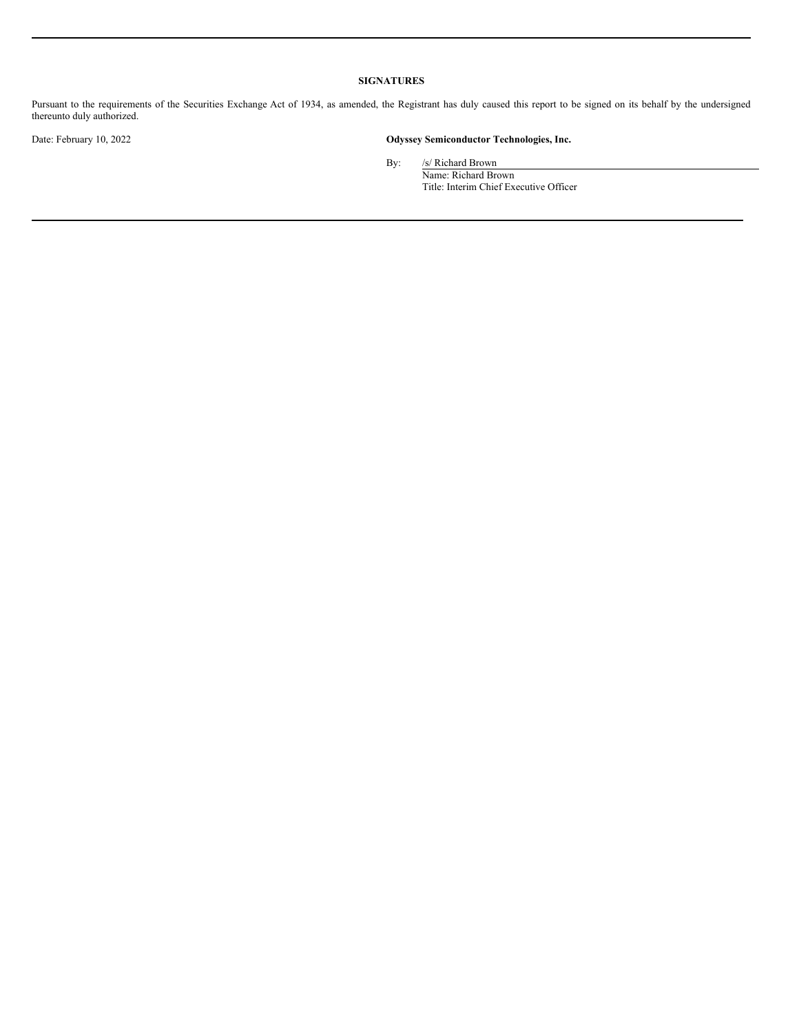**SIGNATURES**

Pursuant to the requirements of the Securities Exchange Act of 1934, as amended, the Registrant has duly caused this report to be signed on its behalf by the undersigned thereunto duly authorized.

Date: February 10, 2022

**Odyssey Semiconductor Technologies, Inc.**

By: /s/ Richard Brown
Name: Richard Brown
Title: Interim Chief Executive Officer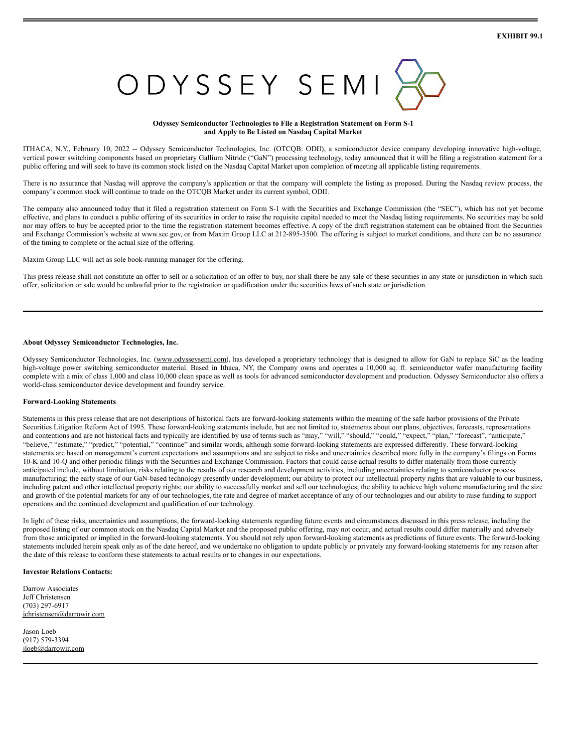**EXHIBIT 99.1**

ODYSSEY SEMI

**Odyssey Semiconductor Technologies to File a Registration Statement on Form S-1 and Apply to Be Listed on Nasdaq Capital Market**

ITHACA, N.Y., February 10, 2022 -- Odyssey Semiconductor Technologies, Inc. (OTCQB: ODII), a semiconductor device company developing innovative high-voltage, vertical power switching components based on proprietary Gallium Nitride ("GaN") processing technology, today announced that it will be filing a registration statement for a public offering and will seek to have its common stock listed on the Nasdaq Capital Market upon completion of meeting all applicable listing requirements.

There is no assurance that Nasdaq will approve the company's application or that the company will complete the listing as proposed. During the Nasdaq review process, the company's common stock will continue to trade on the OTCQB Market under its current symbol, ODII.

The company also announced today that it filed a registration statement on Form S-1 with the Securities and Exchange Commission (the "SEC"), which has not yet become effective, and plans to conduct a public offering of its securities in order to raise the requisite capital needed to meet the Nasdaq listing requirements. No securities may be sold nor may offers to buy be accepted prior to the time the registration statement becomes effective. A copy of the draft registration statement can be obtained from the Securities and Exchange Commission's website at www.sec.gov, or from Maxim Group LLC at 212-895-3500. The offering is subject to market conditions, and there can be no assurance of the timing to complete or the actual size of the offering.

Maxim Group LLC will act as sole book-running manager for the offering.

This press release shall not constitute an offer to sell or a solicitation of an offer to buy, nor shall there be any sale of these securities in any state or jurisdiction in which such offer, solicitation or sale would be unlawful prior to the registration or qualification under the securities laws of such state or jurisdiction.

---

**About Odyssey Semiconductor Technologies, Inc.**

Odyssey Semiconductor Technologies, Inc. (www.odysseysemi.com), has developed a proprietary technology that is designed to allow for GaN to replace SiC as the leading high-voltage power switching semiconductor material. Based in Ithaca, NY, the Company owns and operates a 10,000 sq. ft. semiconductor wafer manufacturing facility complete with a mix of class 1,000 and class 10,000 clean space as well as tools for advanced semiconductor development and production. Odyssey Semiconductor also offers a world-class semiconductor device development and foundry service.

**Forward-Looking Statements**

Statements in this press release that are not descriptions of historical facts are forward-looking statements within the meaning of the safe harbor provisions of the Private Securities Litigation Reform Act of 1995. These forward-looking statements include, but are not limited to, statements about our plans, objectives, forecasts, representations and contentions and are not historical facts and typically are identified by use of terms such as "may," "will," "should," "could," "expect," "plan," "forecast", "anticipate," "believe," "estimate," "predict," "potential," "continue" and similar words, although some forward-looking statements are expressed differently. These forward-looking statements are based on management's current expectations and assumptions and are subject to risks and uncertainties described more fully in the company's filings on Forms 10-K and 10-Q and other periodic filings with the Securities and Exchange Commission. Factors that could cause actual results to differ materially from those currently anticipated include, without limitation, risks relating to the results of our research and development activities, including uncertainties relating to semiconductor process manufacturing; the early stage of our GaN-based technology presently under development; our ability to protect our intellectual property rights that are valuable to our business, including patent and other intellectual property rights; our ability to successfully market and sell our technologies; the ability to achieve high volume manufacturing and the size and growth of the potential markets for any of our technologies, the rate and degree of market acceptance of any of our technologies and our ability to raise funding to support operations and the continued development and qualification of our technology.

In light of these risks, uncertainties and assumptions, the forward-looking statements regarding future events and circumstances discussed in this press release, including the proposed listing of our common stock on the Nasdaq Capital Market and the proposed public offering, may not occur, and actual results could differ materially and adversely from those anticipated or implied in the forward-looking statements. You should not rely upon forward-looking statements as predictions of future events. The forward-looking statements included herein speak only as of the date hereof, and we undertake no obligation to update publicly or privately any forward-looking statements for any reason after the date of this release to conform these statements to actual results or to changes in our expectations.

**Investor Relations Contacts:**

Darrow Associates
Jeff Christensen
(703) 297-6917
jchristensen@darrowir.com

Jason Loeb
(917) 579-3394
jloeb@darrowir.com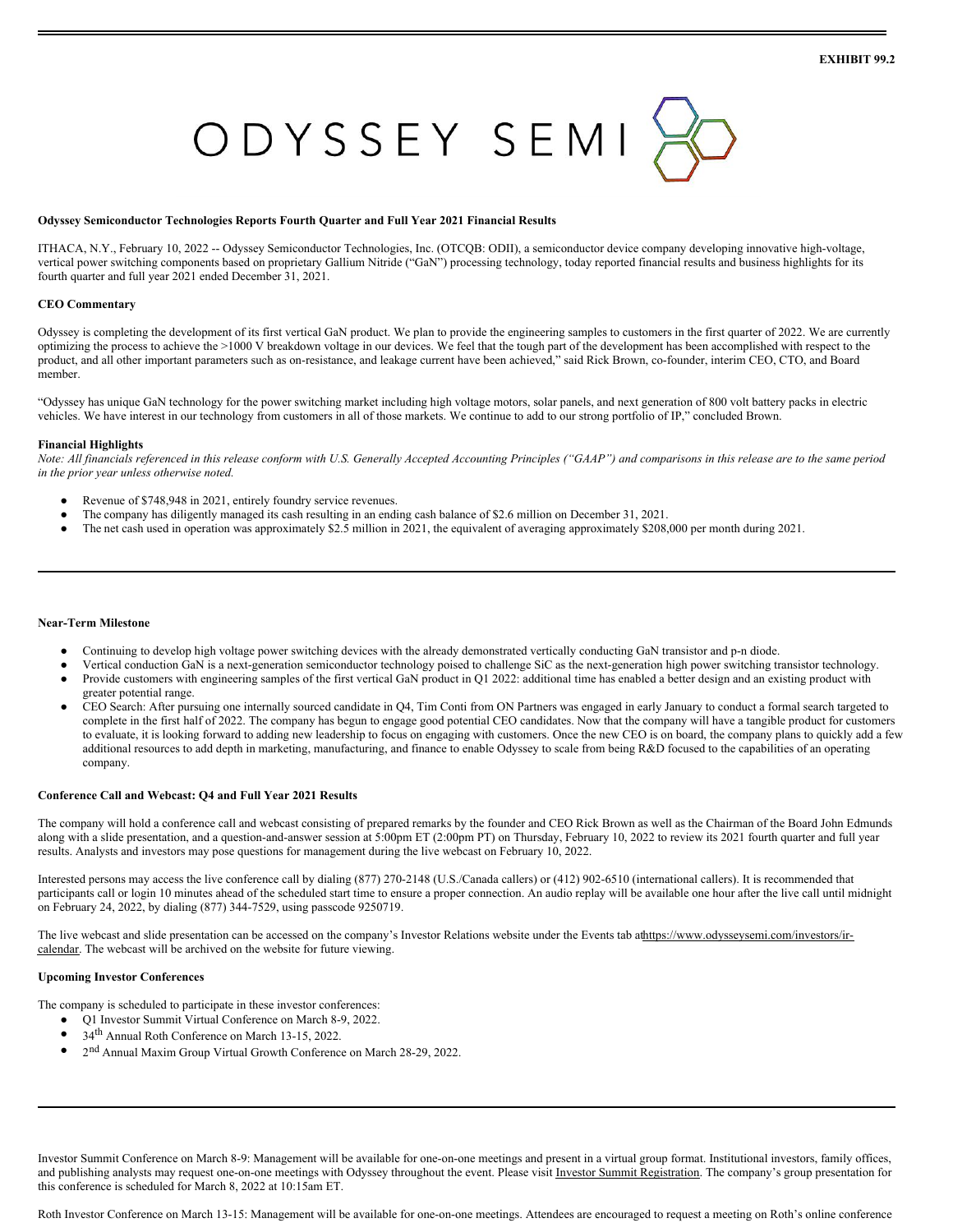EXHIBIT 99.2

ODYSSEY SEMI

**Odyssey Semiconductor Technologies Reports Fourth Quarter and Full Year 2021 Financial Results**

ITHACA, N.Y., February 10, 2022 -- Odyssey Semiconductor Technologies, Inc. (OTCQB: ODII), a semiconductor device company developing innovative high-voltage, vertical power switching components based on proprietary Gallium Nitride ("GaN") processing technology, today reported financial results and business highlights for its fourth quarter and full year 2021 ended December 31, 2021.

**CEO Commentary**

Odyssey is completing the development of its first vertical GaN product. We plan to provide the engineering samples to customers in the first quarter of 2022. We are currently optimizing the process to achieve the >1000 V breakdown voltage in our devices. We feel that the tough part of the development has been accomplished with respect to the product, and all other important parameters such as on-resistance, and leakage current have been achieved," said Rick Brown, co-founder, interim CEO, CTO, and Board member.

"Odyssey has unique GaN technology for the power switching market including high voltage motors, solar panels, and next generation of 800 volt battery packs in electric vehicles. We have interest in our technology from customers in all of those markets. We continue to add to our strong portfolio of IP," concluded Brown.

**Financial Highlights**

*Note: All financials referenced in this release conform with U.S. Generally Accepted Accounting Principles ("GAAP") and comparisons in this release are to the same period in the prior year unless otherwise noted.*

- Revenue of $748,948 in 2021, entirely foundry service revenues.
- The company has diligently managed its cash resulting in an ending cash balance of $2.6 million on December 31, 2021.
- The net cash used in operation was approximately $2.5 million in 2021, the equivalent of averaging approximately $208,000 per month during 2021.

**Near-Term Milestone**

- Continuing to develop high voltage power switching devices with the already demonstrated vertically conducting GaN transistor and p-n diode.
- Vertical conduction GaN is a next-generation semiconductor technology poised to challenge SiC as the next-generation high power switching transistor technology.
- Provide customers with engineering samples of the first vertical GaN product in Q1 2022: additional time has enabled a better design and an existing product with greater potential range.
- CEO Search: After pursuing one internally sourced candidate in Q4, Tim Conti from ON Partners was engaged in early January to conduct a formal search targeted to complete in the first half of 2022. The company has begun to engage good potential CEO candidates. Now that the company will have a tangible product for customers to evaluate, it is looking forward to adding new leadership to focus on engaging with customers. Once the new CEO is on board, the company plans to quickly add a few additional resources to add depth in marketing, manufacturing, and finance to enable Odyssey to scale from being R&D focused to the capabilities of an operating company.

**Conference Call and Webcast: Q4 and Full Year 2021 Results**

The company will hold a conference call and webcast consisting of prepared remarks by the founder and CEO Rick Brown as well as the Chairman of the Board John Edmunds along with a slide presentation, and a question-and-answer session at 5:00pm ET (2:00pm PT) on Thursday, February 10, 2022 to review its 2021 fourth quarter and full year results. Analysts and investors may pose questions for management during the live webcast on February 10, 2022.

Interested persons may access the live conference call by dialing (877) 270-2148 (U.S./Canada callers) or (412) 902-6510 (international callers). It is recommended that participants call or login 10 minutes ahead of the scheduled start time to ensure a proper connection. An audio replay will be available one hour after the live call until midnight on February 24, 2022, by dialing (877) 344-7529, using passcode 9250719.

The live webcast and slide presentation can be accessed on the company's Investor Relations website under the Events tab at https://www.odysseysemi.com/investors/ir-calendar. The webcast will be archived on the website for future viewing.

**Upcoming Investor Conferences**

The company is scheduled to participate in these investor conferences:

- Q1 Investor Summit Virtual Conference on March 8-9, 2022.
- 34th Annual Roth Conference on March 13-15, 2022.
- 2nd Annual Maxim Group Virtual Growth Conference on March 28-29, 2022.

Investor Summit Conference on March 8-9: Management will be available for one-on-one meetings and present in a virtual group format. Institutional investors, family offices, and publishing analysts may request one-on-one meetings with Odyssey throughout the event. Please visit Investor Summit Registration. The company's group presentation for this conference is scheduled for March 8, 2022 at 10:15am ET.

Roth Investor Conference on March 13-15: Management will be available for one-on-one meetings. Attendees are encouraged to request a meeting on Roth's online conference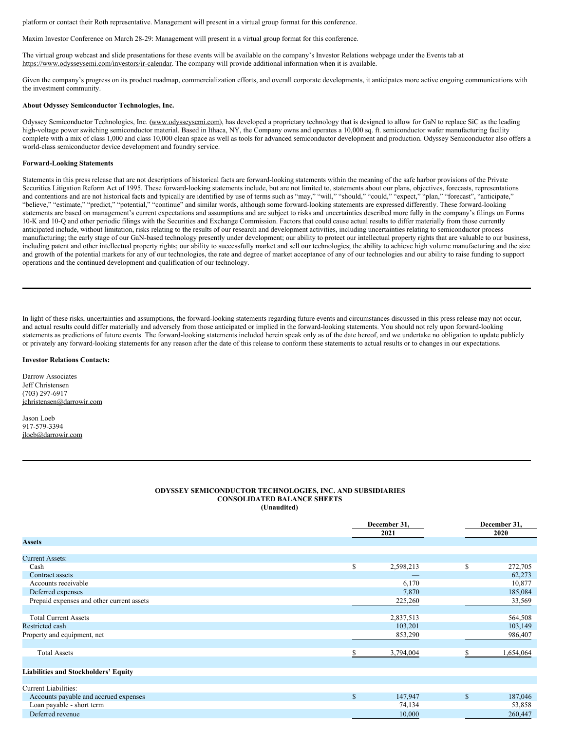platform or contact their Roth representative. Management will present in a virtual group format for this conference.

Maxim Investor Conference on March 28-29: Management will present in a virtual group format for this conference.

The virtual group webcast and slide presentations for these events will be available on the company's Investor Relations webpage under the Events tab at https://www.odysseysemi.com/investors/ir-calendar. The company will provide additional information when it is available.

Given the company's progress on its product roadmap, commercialization efforts, and overall corporate developments, it anticipates more active ongoing communications with the investment community.

**About Odyssey Semiconductor Technologies, Inc.**

Odyssey Semiconductor Technologies, Inc. (www.odysseysemi.com), has developed a proprietary technology that is designed to allow for GaN to replace SiC as the leading high-voltage power switching semiconductor material. Based in Ithaca, NY, the Company owns and operates a 10,000 sq. ft. semiconductor wafer manufacturing facility complete with a mix of class 1,000 and class 10,000 clean space as well as tools for advanced semiconductor development and production. Odyssey Semiconductor also offers a world-class semiconductor device development and foundry service.

**Forward-Looking Statements**

Statements in this press release that are not descriptions of historical facts are forward-looking statements within the meaning of the safe harbor provisions of the Private Securities Litigation Reform Act of 1995. These forward-looking statements include, but are not limited to, statements about our plans, objectives, forecasts, representations and contentions and are not historical facts and typically are identified by use of terms such as "may," "will," "should," "could," "expect," "plan," "forecast", "anticipate," "believe," "estimate," "predict," "potential," "continue" and similar words, although some forward-looking statements are expressed differently. These forward-looking statements are based on management's current expectations and assumptions and are subject to risks and uncertainties described more fully in the company's filings on Forms 10-K and 10-Q and other periodic filings with the Securities and Exchange Commission. Factors that could cause actual results to differ materially from those currently anticipated include, without limitation, risks relating to the results of our research and development activities, including uncertainties relating to semiconductor process manufacturing; the early stage of our GaN-based technology presently under development; our ability to protect our intellectual property rights that are valuable to our business, including patent and other intellectual property rights; our ability to successfully market and sell our technologies; the ability to achieve high volume manufacturing and the size and growth of the potential markets for any of our technologies, the rate and degree of market acceptance of any of our technologies and our ability to raise funding to support operations and the continued development and qualification of our technology.

In light of these risks, uncertainties and assumptions, the forward-looking statements regarding future events and circumstances discussed in this press release may not occur, and actual results could differ materially and adversely from those anticipated or implied in the forward-looking statements. You should not rely upon forward-looking statements as predictions of future events. The forward-looking statements included herein speak only as of the date hereof, and we undertake no obligation to update publicly or privately any forward-looking statements for any reason after the date of this release to conform these statements to actual results or to changes in our expectations.

**Investor Relations Contacts:**

Darrow Associates
Jeff Christensen
(703) 297-6917
jchristensen@darrowir.com

Jason Loeb
917-579-3394
jloeb@darrowir.com

**ODYSSEY SEMICONDUCTOR TECHNOLOGIES, INC. AND SUBSIDIARIES**
**CONSOLIDATED BALANCE SHEETS**
**(Unaudited)**

| | December 31, 2021 | December 31, 2020 |
|---|---|---|
| **Assets** | | |
| Current Assets: | | |
| Cash | $ 2,598,213 | $ 272,705 |
| Contract assets | — | 62,273 |
| Accounts receivable | 6,170 | 10,877 |
| Deferred expenses | 7,870 | 185,084 |
| Prepaid expenses and other current assets | 225,260 | 33,569 |
| Total Current Assets | 2,837,513 | 564,508 |
| Restricted cash | 103,201 | 103,149 |
| Property and equipment, net | 853,290 | 986,407 |
| Total Assets | $ 3,794,004 | $ 1,654,064 |
| **Liabilities and Stockholders' Equity** | | |
| Current Liabilities: | | |
| Accounts payable and accrued expenses | $ 147,947 | $ 187,046 |
| Loan payable - short term | 74,134 | 53,858 |
| Deferred revenue | 10,000 | 260,447 |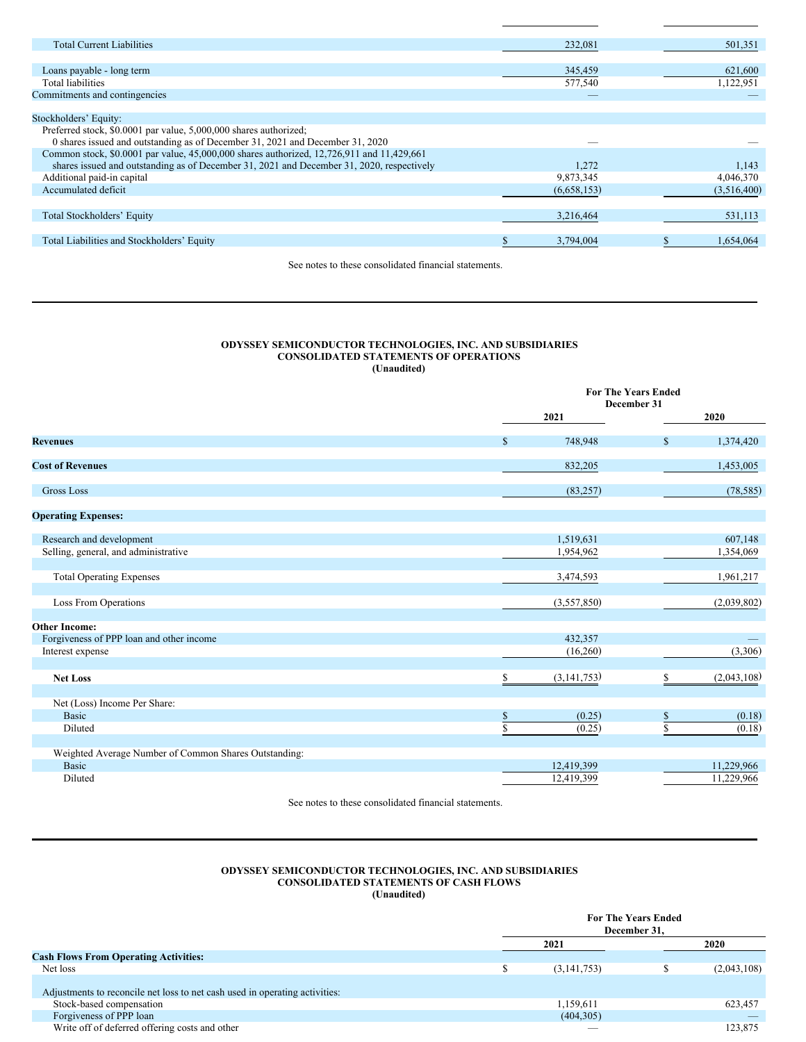| | | |
|---|---|---|
| Total Current Liabilities | 232,081 | 501,351 |
| Loans payable - long term | 345,459 | 621,600 |
| Total liabilities | 577,540 | 1,122,951 |
| Commitments and contingencies | — | — |
| Stockholders' Equity: | | |
| Preferred stock, $0.0001 par value, 5,000,000 shares authorized; 0 shares issued and outstanding as of December 31, 2021 and December 31, 2020 | — | — |
| Common stock, $0.0001 par value, 45,000,000 shares authorized, 12,726,911 and 11,429,661 shares issued and outstanding as of December 31, 2021 and December 31, 2020, respectively | 1,272 | 1,143 |
| Additional paid-in capital | 9,873,345 | 4,046,370 |
| Accumulated deficit | (6,658,153) | (3,516,400) |
| Total Stockholders' Equity | 3,216,464 | 531,113 |
| Total Liabilities and Stockholders' Equity | $ 3,794,004 | $ 1,654,064 |

See notes to these consolidated financial statements.

**ODYSSEY SEMICONDUCTOR TECHNOLOGIES, INC. AND SUBSIDIARIES**
**CONSOLIDATED STATEMENTS OF OPERATIONS**
**(Unaudited)**

| | For The Years Ended December 31 | |
|---|---|---|
| | 2021 | 2020 |
| **Revenues** | $ 748,948 | $ 1,374,420 |
| **Cost of Revenues** | 832,205 | 1,453,005 |
| Gross Loss | (83,257) | (78,585) |
| **Operating Expenses:** | | |
| Research and development | 1,519,631 | 607,148 |
| Selling, general, and administrative | 1,954,962 | 1,354,069 |
| Total Operating Expenses | 3,474,593 | 1,961,217 |
| Loss From Operations | (3,557,850) | (2,039,802) |
| **Other Income:** | | |
| Forgiveness of PPP loan and other income | 432,357 | — |
| Interest expense | (16,260) | (3,306) |
| **Net Loss** | $ (3,141,753) | $ (2,043,108) |
| Net (Loss) Income Per Share: | | |
| Basic | $ (0.25) | $ (0.18) |
| Diluted | $ (0.25) | $ (0.18) |
| Weighted Average Number of Common Shares Outstanding: | | |
| Basic | 12,419,399 | 11,229,966 |
| Diluted | 12,419,399 | 11,229,966 |

See notes to these consolidated financial statements.

**ODYSSEY SEMICONDUCTOR TECHNOLOGIES, INC. AND SUBSIDIARIES**
**CONSOLIDATED STATEMENTS OF CASH FLOWS**
**(Unaudited)**

| | For The Years Ended December 31, | |
|---|---|---|
| | 2021 | 2020 |
| **Cash Flows From Operating Activities:** | | |
| Net loss | $ (3,141,753) | $ (2,043,108) |
| Adjustments to reconcile net loss to net cash used in operating activities: | | |
| Stock-based compensation | 1,159,611 | 623,457 |
| Forgiveness of PPP loan | (404,305) | — |
| Write off of deferred offering costs and other | — | 123,875 |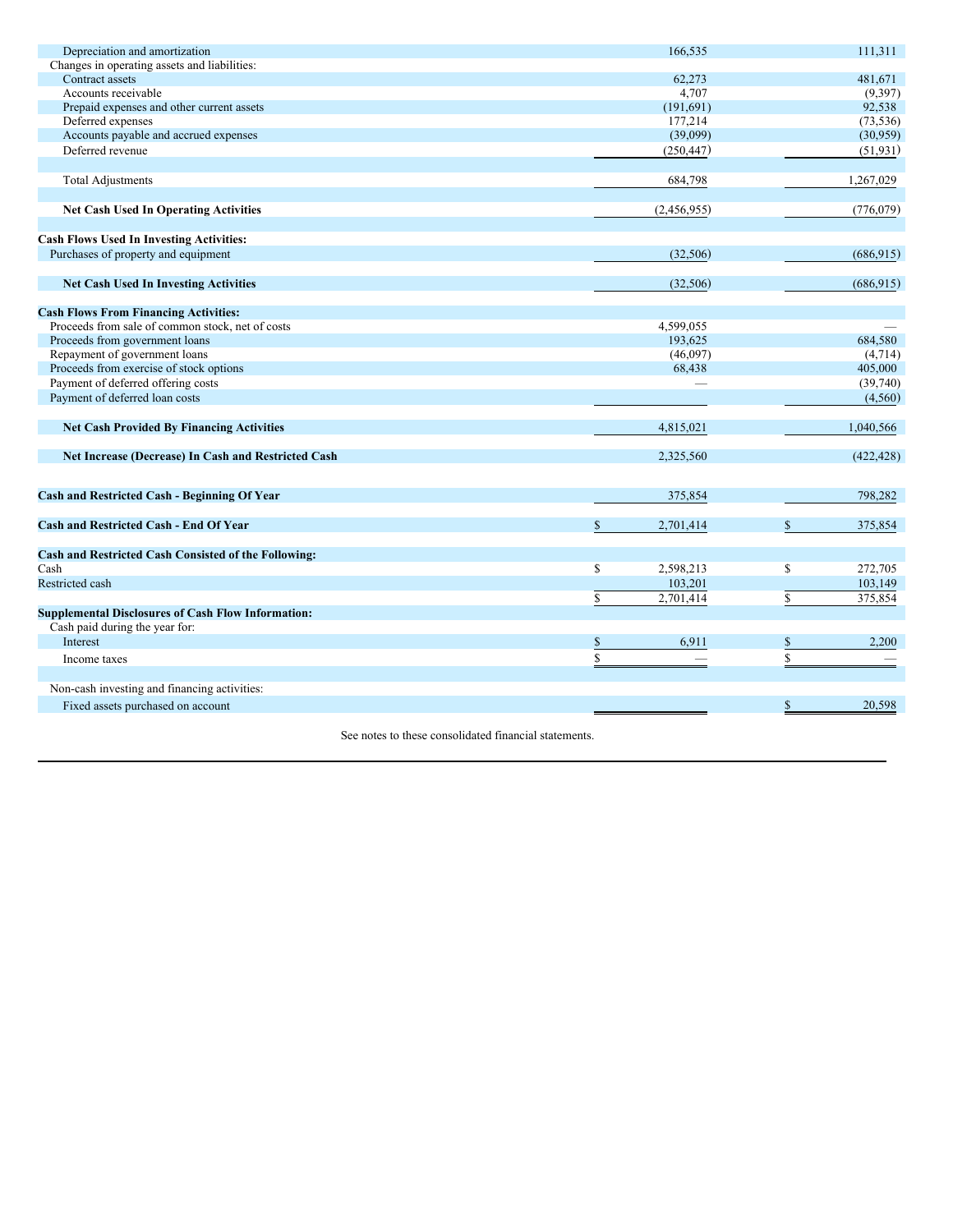| | | |
|---|---|---|
| Depreciation and amortization | 166,535 | 111,311 |
| Changes in operating assets and liabilities: | | |
| Contract assets | 62,273 | 481,671 |
| Accounts receivable | 4,707 | (9,397) |
| Prepaid expenses and other current assets | (191,691) | 92,538 |
| Deferred expenses | 177,214 | (73,536) |
| Accounts payable and accrued expenses | (39,099) | (30,959) |
| Deferred revenue | (250,447) | (51,931) |
| | | |
| Total Adjustments | 684,798 | 1,267,029 |
| | | |
| **Net Cash Used In Operating Activities** | (2,456,955) | (776,079) |
| | | |
| **Cash Flows Used In Investing Activities:** | | |
| Purchases of property and equipment | (32,506) | (686,915) |
| | | |
| **Net Cash Used In Investing Activities** | (32,506) | (686,915) |
| | | |
| **Cash Flows From Financing Activities:** | | |
| Proceeds from sale of common stock, net of costs | 4,599,055 | — |
| Proceeds from government loans | 193,625 | 684,580 |
| Repayment of government loans | (46,097) | (4,714) |
| Proceeds from exercise of stock options | 68,438 | 405,000 |
| Payment of deferred offering costs | — | (39,740) |
| Payment of deferred loan costs | | (4,560) |
| | | |
| **Net Cash Provided By Financing Activities** | 4,815,021 | 1,040,566 |
| | | |
| **Net Increase (Decrease) In Cash and Restricted Cash** | 2,325,560 | (422,428) |
| | | |
| **Cash and Restricted Cash - Beginning Of Year** | 375,854 | 798,282 |
| | | |
| **Cash and Restricted Cash - End Of Year** | $ 2,701,414 | $ 375,854 |
| | | |
| **Cash and Restricted Cash Consisted of the Following:** | | |
| Cash | $ 2,598,213 | $ 272,705 |
| Restricted cash | 103,201 | 103,149 |
| | $ 2,701,414 | $ 375,854 |
| **Supplemental Disclosures of Cash Flow Information:** | | |
| Cash paid during the year for: | | |
| Interest | $ 6,911 | $ 2,200 |
| Income taxes | $ — | $ — |
| | | |
| Non-cash investing and financing activities: | | |
| Fixed assets purchased on account | | $ 20,598 |

See notes to these consolidated financial statements.